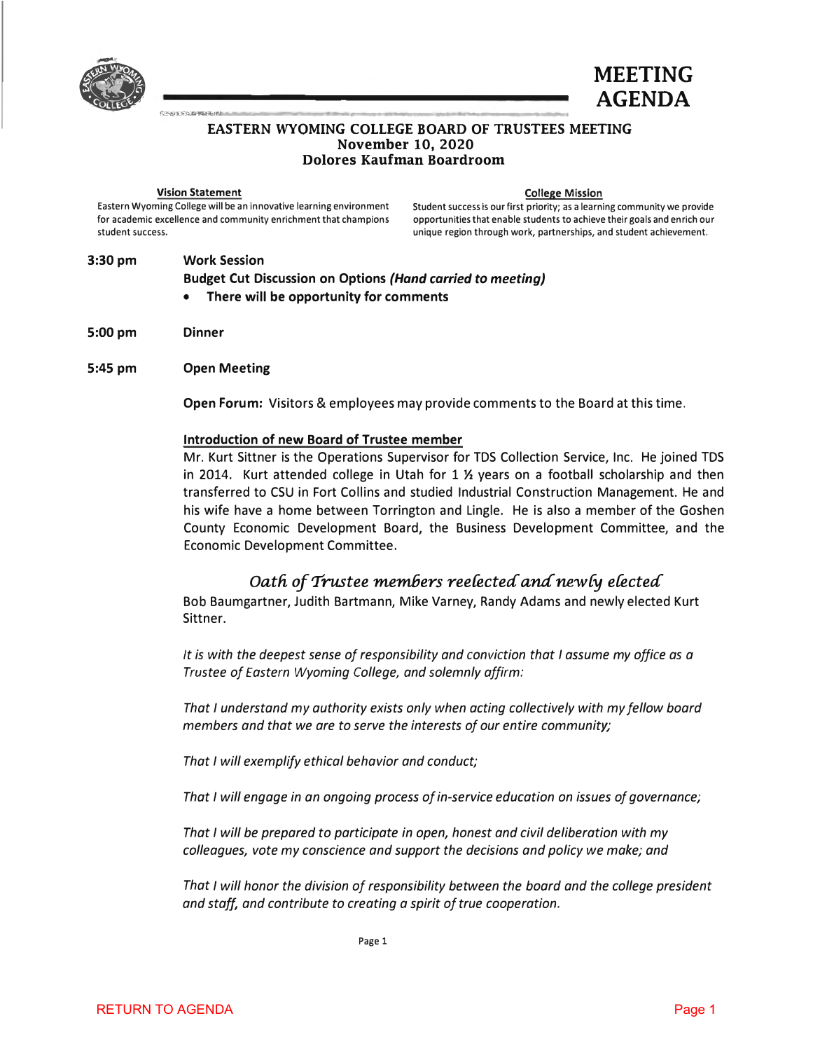# MEETING AGENDA

## EASTERN WYOMING COLLEGE BOARD OF TRUSTEES MEETING
## November 10, 2020
## Dolores Kaufman Boardroom

**Vision Statement**

Eastern Wyoming College will be an innovative learning environment for academic excellence and community enrichment that champions student success.

**College Mission**

Student success is our first priority; as a learning community we provide opportunities that enable students to achieve their goals and enrich our unique region through work, partnerships, and student achievement.

**3:30 pm** **Work Session**

**Budget Cut Discussion on Options *(Hand carried to meeting)***

- **There will be opportunity for comments**

**5:00 pm** **Dinner**

**5:45 pm** **Open Meeting**

**Open Forum:** Visitors & employees may provide comments to the Board at this time.

**Introduction of new Board of Trustee member**

Mr. Kurt Sittner is the Operations Supervisor for TDS Collection Service, Inc. He joined TDS in 2014. Kurt attended college in Utah for 1 ½ years on a football scholarship and then transferred to CSU in Fort Collins and studied Industrial Construction Management. He and his wife have a home between Torrington and Lingle. He is also a member of the Goshen County Economic Development Board, the Business Development Committee, and the Economic Development Committee.

*Oath of Trustee members reelected and newly elected*

Bob Baumgartner, Judith Bartmann, Mike Varney, Randy Adams and newly elected Kurt Sittner.

*It is with the deepest sense of responsibility and conviction that I assume my office as a Trustee of Eastern Wyoming College, and solemnly affirm:*

*That I understand my authority exists only when acting collectively with my fellow board members and that we are to serve the interests of our entire community;*

*That I will exemplify ethical behavior and conduct;*

*That I will engage in an ongoing process of in-service education on issues of governance;*

*That I will be prepared to participate in open, honest and civil deliberation with my colleagues, vote my conscience and support the decisions and policy we make; and*

*That I will honor the division of responsibility between the board and the college president and staff, and contribute to creating a spirit of true cooperation.*

RETURN TO AGENDA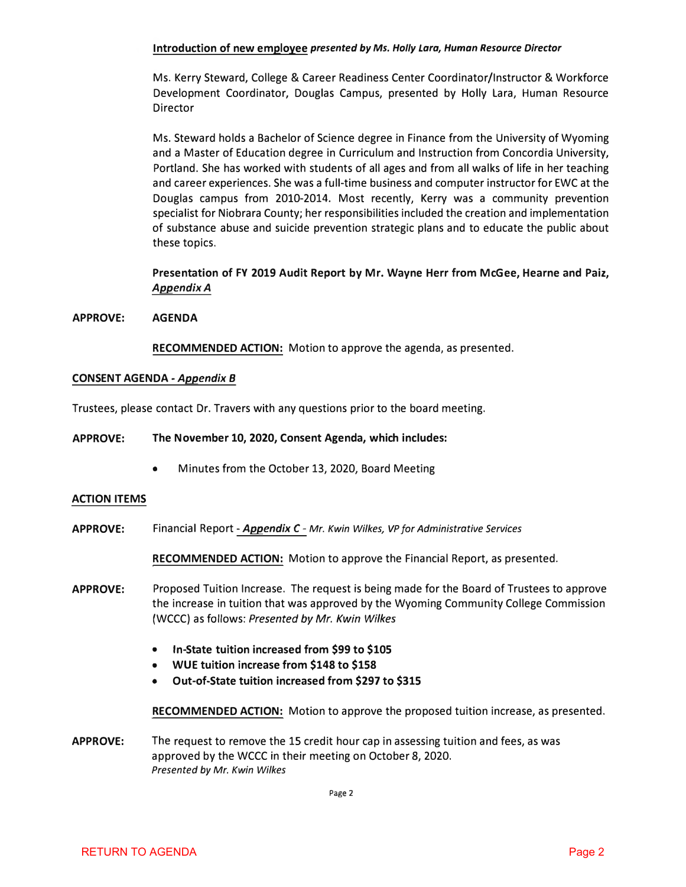**Introduction of new employee** ***presented by Ms. Holly Lara, Human Resource Director***

Ms. Kerry Steward, College & Career Readiness Center Coordinator/Instructor & Workforce Development Coordinator, Douglas Campus, presented by Holly Lara, Human Resource Director

Ms. Steward holds a Bachelor of Science degree in Finance from the University of Wyoming and a Master of Education degree in Curriculum and Instruction from Concordia University, Portland. She has worked with students of all ages and from all walks of life in her teaching and career experiences. She was a full-time business and computer instructor for EWC at the Douglas campus from 2010-2014. Most recently, Kerry was a community prevention specialist for Niobrara County; her responsibilities included the creation and implementation of substance abuse and suicide prevention strategic plans and to educate the public about these topics.

**Presentation of FY 2019 Audit Report by Mr. Wayne Herr from McGee, Hearne and Paiz, *Appendix A***

**APPROVE: AGENDA**

**RECOMMENDED ACTION:** Motion to approve the agenda, as presented.

**CONSENT AGENDA - *Appendix B***

Trustees, please contact Dr. Travers with any questions prior to the board meeting.

**APPROVE: The November 10, 2020, Consent Agenda, which includes:**

- Minutes from the October 13, 2020, Board Meeting

**ACTION ITEMS**

**APPROVE:** Financial Report - ***Appendix C*** - *Mr. Kwin Wilkes, VP for Administrative Services*

**RECOMMENDED ACTION:** Motion to approve the Financial Report, as presented.

**APPROVE:** Proposed Tuition Increase. The request is being made for the Board of Trustees to approve the increase in tuition that was approved by the Wyoming Community College Commission (WCCC) as follows: *Presented by Mr. Kwin Wilkes*

- **In-State tuition increased from $99 to $105**
- **WUE tuition increase from $148 to $158**
- **Out-of-State tuition increased from $297 to $315**

**RECOMMENDED ACTION:** Motion to approve the proposed tuition increase, as presented.

**APPROVE:** The request to remove the 15 credit hour cap in assessing tuition and fees, as was approved by the WCCC in their meeting on October 8, 2020.
*Presented by Mr. Kwin Wilkes*

RETURN TO AGENDA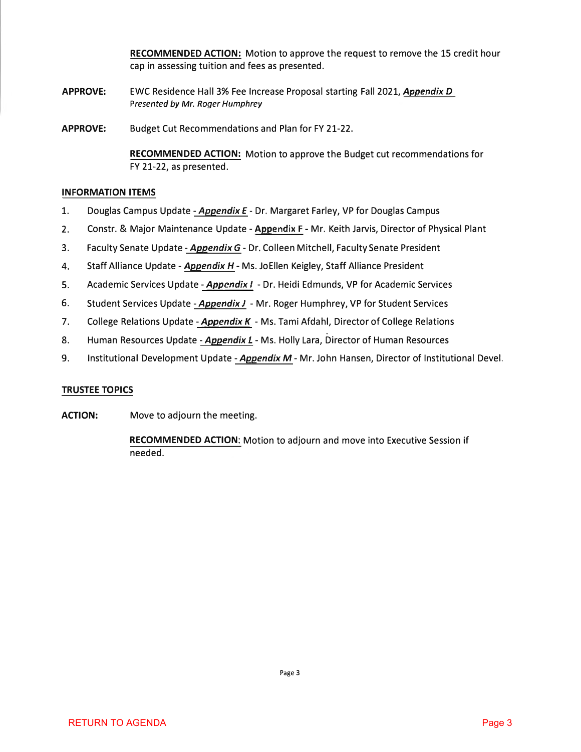**RECOMMENDED ACTION:** Motion to approve the request to remove the 15 credit hour cap in assessing tuition and fees as presented.

**APPROVE:** EWC Residence Hall 3% Fee Increase Proposal starting Fall 2021, ***Appendix D***
*Presented by Mr. Roger Humphrey*

**APPROVE:** Budget Cut Recommendations and Plan for FY 21-22.

**RECOMMENDED ACTION:** Motion to approve the Budget cut recommendations for FY 21-22, as presented.

**INFORMATION ITEMS**

1. Douglas Campus Update - ***Appendix E*** - Dr. Margaret Farley, VP for Douglas Campus
2. Constr. & Major Maintenance Update - **Appendix F** - Mr. Keith Jarvis, Director of Physical Plant
3. Faculty Senate Update - ***Appendix G*** - Dr. Colleen Mitchell, Faculty Senate President
4. Staff Alliance Update - ***Appendix H*** - Ms. JoEllen Keigley, Staff Alliance President
5. Academic Services Update - ***Appendix I*** - Dr. Heidi Edmunds, VP for Academic Services
6. Student Services Update - ***Appendix J*** - Mr. Roger Humphrey, VP for Student Services
7. College Relations Update - ***Appendix K*** - Ms. Tami Afdahl, Director of College Relations
8. Human Resources Update - ***Appendix L*** - Ms. Holly Lara, Director of Human Resources
9. Institutional Development Update - ***Appendix M*** - Mr. John Hansen, Director of Institutional Devel.

**TRUSTEE TOPICS**

**ACTION:** Move to adjourn the meeting.

**RECOMMENDED ACTION**: Motion to adjourn and move into Executive Session if needed.

RETURN TO AGENDA